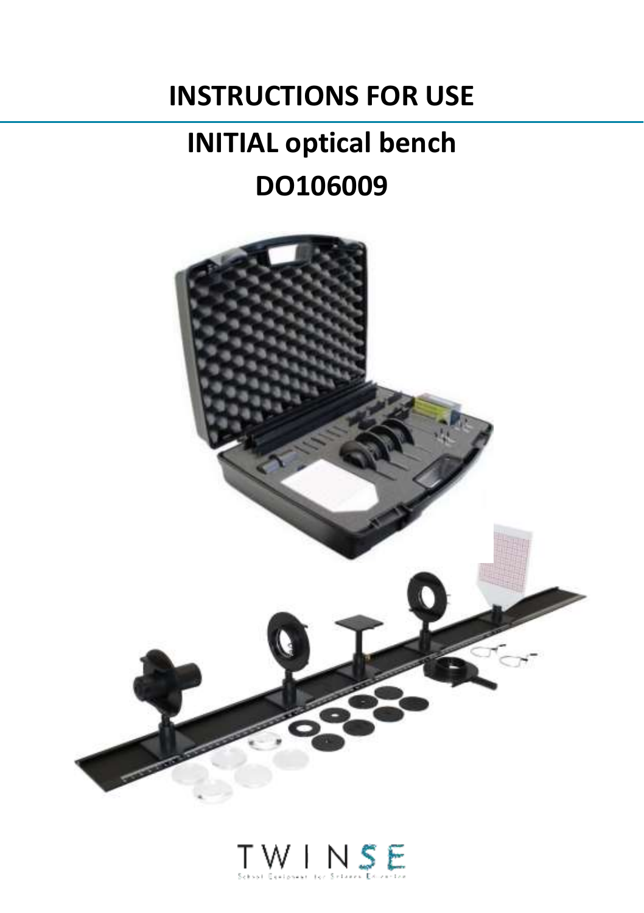# INSTRUCTIONS FOR USE

## INITIAL optical bench

## DO106009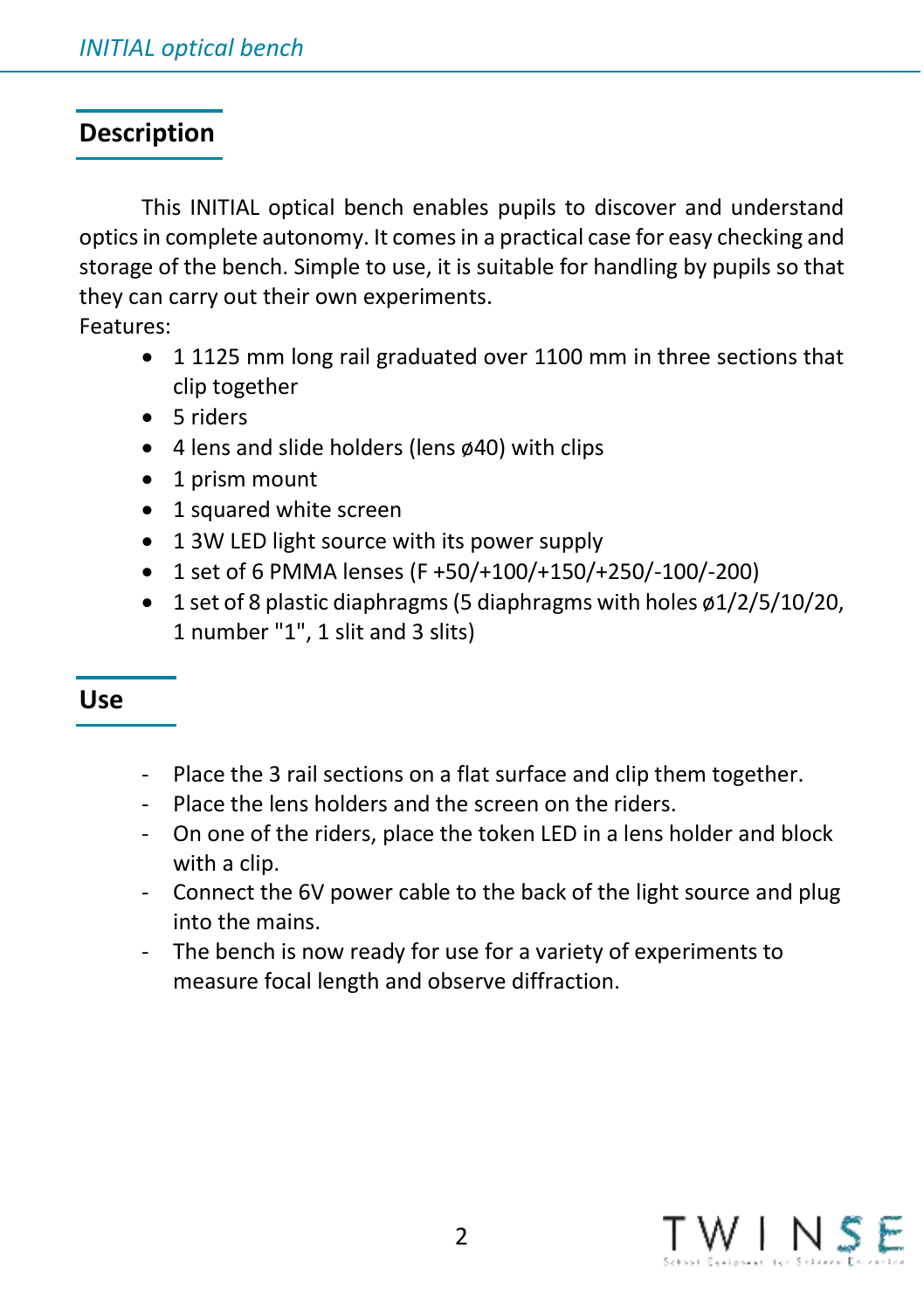## Description

This INITIAL optical bench enables pupils to discover and understand optics in complete autonomy. It comes in a practical case for easy checking and storage of the bench. Simple to use, it is suitable for handling by pupils so that they can carry out their own experiments.

Features:

- 1 1125 mm long rail graduated over 1100 mm in three sections that clip together
- 5 riders
- 4 lens and slide holders (lens ø40) with clips
- 1 prism mount
- 1 squared white screen
- 1 3W LED light source with its power supply
- 1 set of 6 PMMA lenses (F +50/+100/+150/+250/-100/-200)
- 1 set of 8 plastic diaphragms (5 diaphragms with holes ø1/2/5/10/20, 1 number "1", 1 slit and 3 slits)

## Use

- Place the 3 rail sections on a flat surface and clip them together.
- Place the lens holders and the screen on the riders.
- On one of the riders, place the token LED in a lens holder and block with a clip.
- Connect the 6V power cable to the back of the light source and plug into the mains.
- The bench is now ready for use for a variety of experiments to measure focal length and observe diffraction.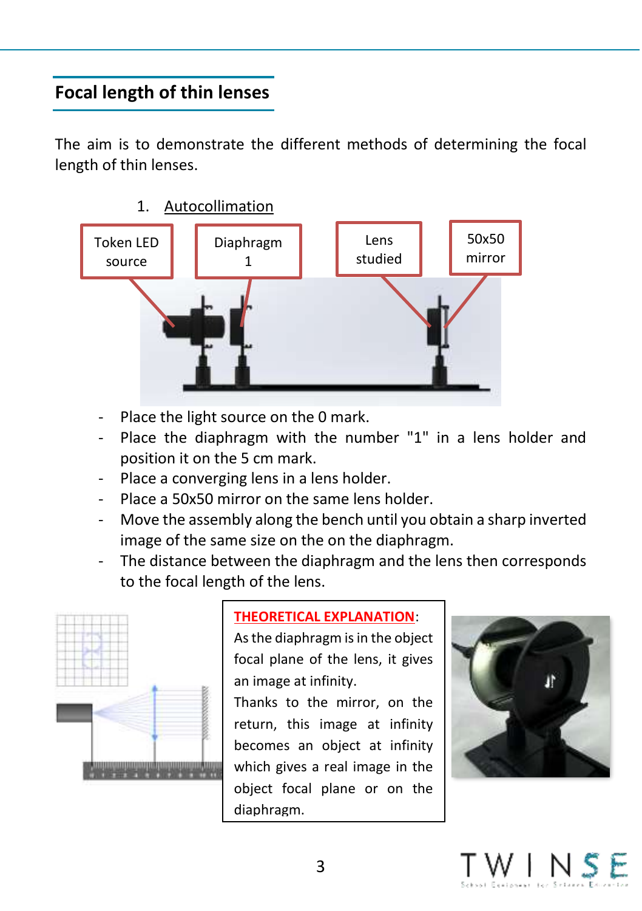## Focal length of thin lenses

The aim is to demonstrate the different methods of determining the focal length of thin lenses.

1. Autocollimation

Token LED source | Diaphragm 1 | Lens studied | 50x50 mirror

- Place the light source on the 0 mark.
- Place the diaphragm with the number "1" in a lens holder and position it on the 5 cm mark.
- Place a converging lens in a lens holder.
- Place a 50x50 mirror on the same lens holder.
- Move the assembly along the bench until you obtain a sharp inverted image of the same size on the on the diaphragm.
- The distance between the diaphragm and the lens then corresponds to the focal length of the lens.

**THEORETICAL EXPLANATION**:
As the diaphragm is in the object focal plane of the lens, it gives an image at infinity.
Thanks to the mirror, on the return, this image at infinity becomes an object at infinity which gives a real image in the object focal plane or on the diaphragm.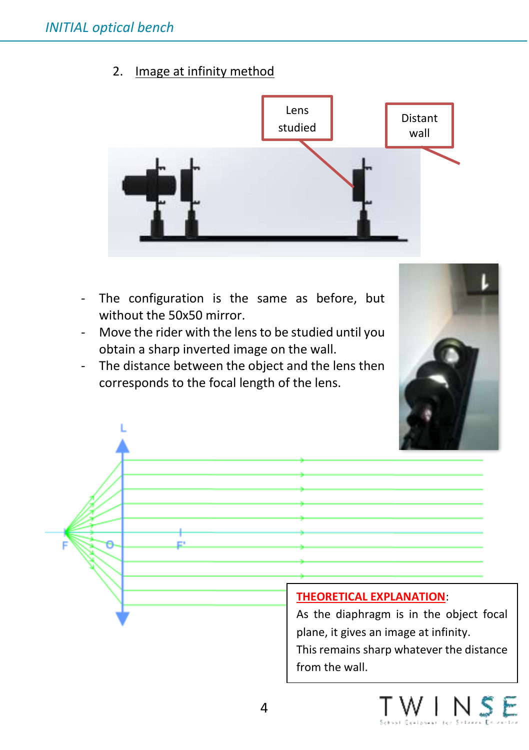## 2. Image at infinity method

- The configuration is the same as before, but without the 50x50 mirror.
- Move the rider with the lens to be studied until you obtain a sharp inverted image on the wall.
- The distance between the object and the lens then corresponds to the focal length of the lens.

**THEORETICAL EXPLANATION**:
As the diaphragm is in the object focal plane, it gives an image at infinity.
This remains sharp whatever the distance from the wall.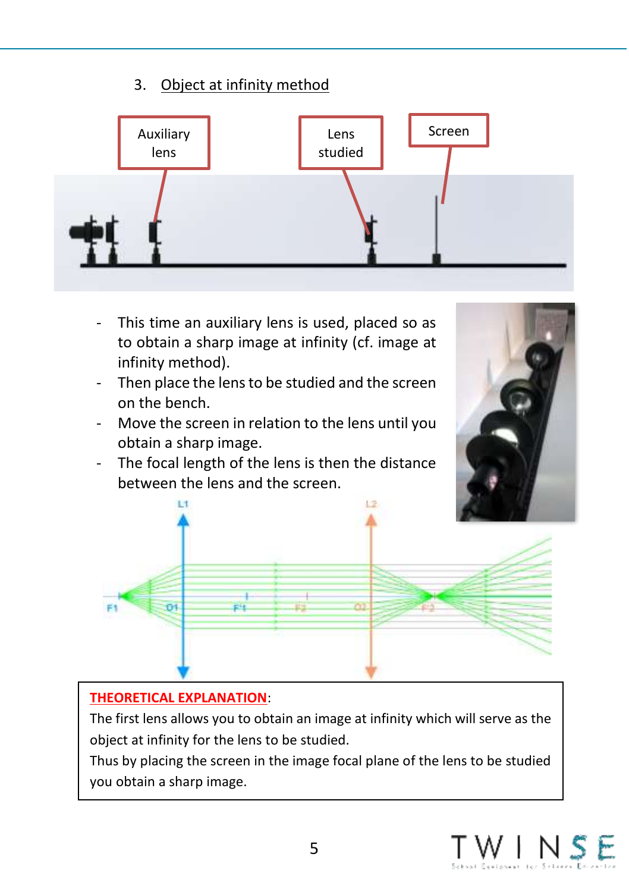3. Object at infinity method

- This time an auxiliary lens is used, placed so as to obtain a sharp image at infinity (cf. image at infinity method).
- Then place the lens to be studied and the screen on the bench.
- Move the screen in relation to the lens until you obtain a sharp image.
- The focal length of the lens is then the distance between the lens and the screen.

**THEORETICAL EXPLANATION**:

The first lens allows you to obtain an image at infinity which will serve as the object at infinity for the lens to be studied.

Thus by placing the screen in the image focal plane of the lens to be studied you obtain a sharp image.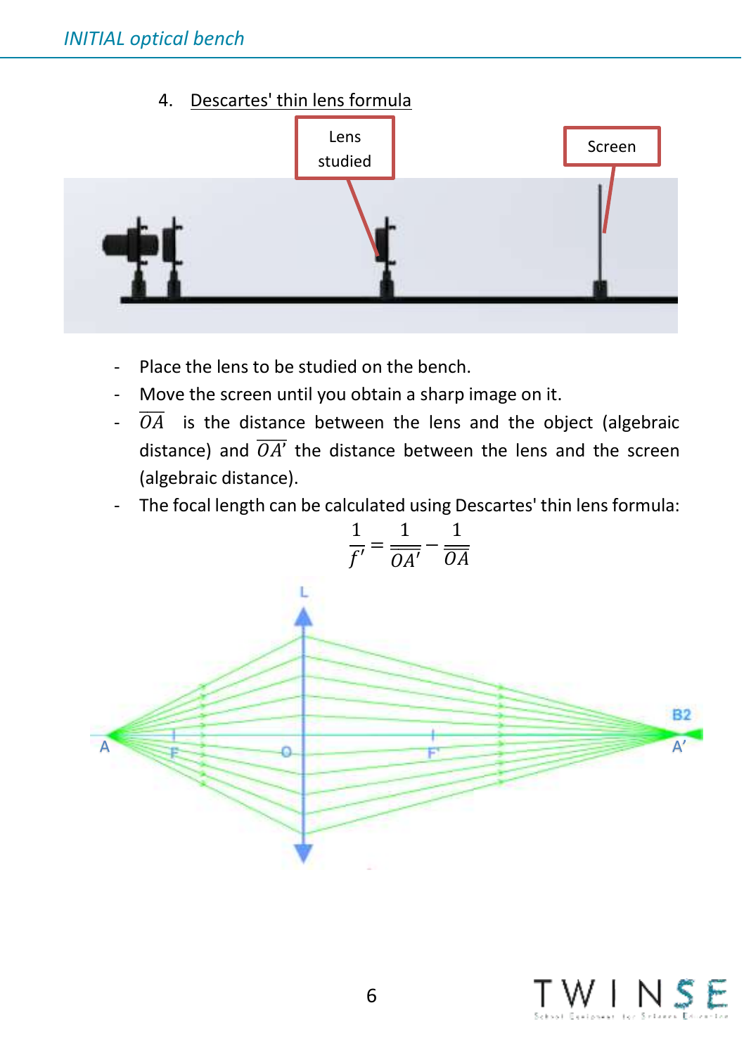4. Descartes' thin lens formula

- Place the lens to be studied on the bench.
- Move the screen until you obtain a sharp image on it.
- $\overline{OA}$ is the distance between the lens and the object (algebraic distance) and $\overline{OA'}$ the distance between the lens and the screen (algebraic distance).
- The focal length can be calculated using Descartes' thin lens formula:

$$\frac{1}{f'} = \frac{1}{\overline{OA'}} - \frac{1}{\overline{OA}}$$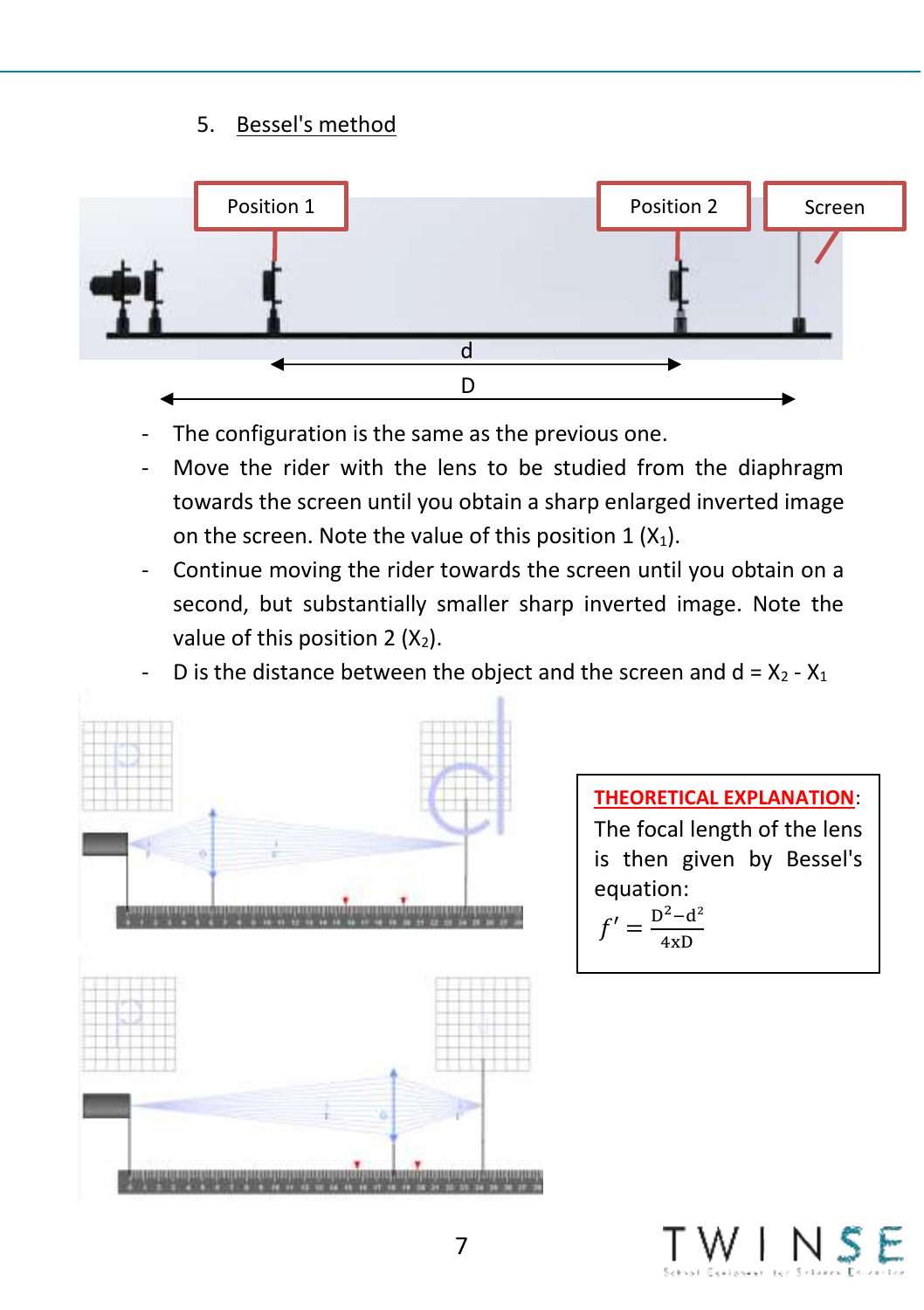## 5. Bessel's method

Position 1 | Position 2 | Screen

d

D

- The configuration is the same as the previous one.
- Move the rider with the lens to be studied from the diaphragm towards the screen until you obtain a sharp enlarged inverted image on the screen. Note the value of this position 1 ($X_1$).
- Continue moving the rider towards the screen until you obtain on a second, but substantially smaller sharp inverted image. Note the value of this position 2 ($X_2$).
- D is the distance between the object and the screen and d = $X_2$ - $X_1$

**THEORETICAL EXPLANATION**: The focal length of the lens is then given by Bessel's equation:

$$f' = \frac{D^2 - d^2}{4xD}$$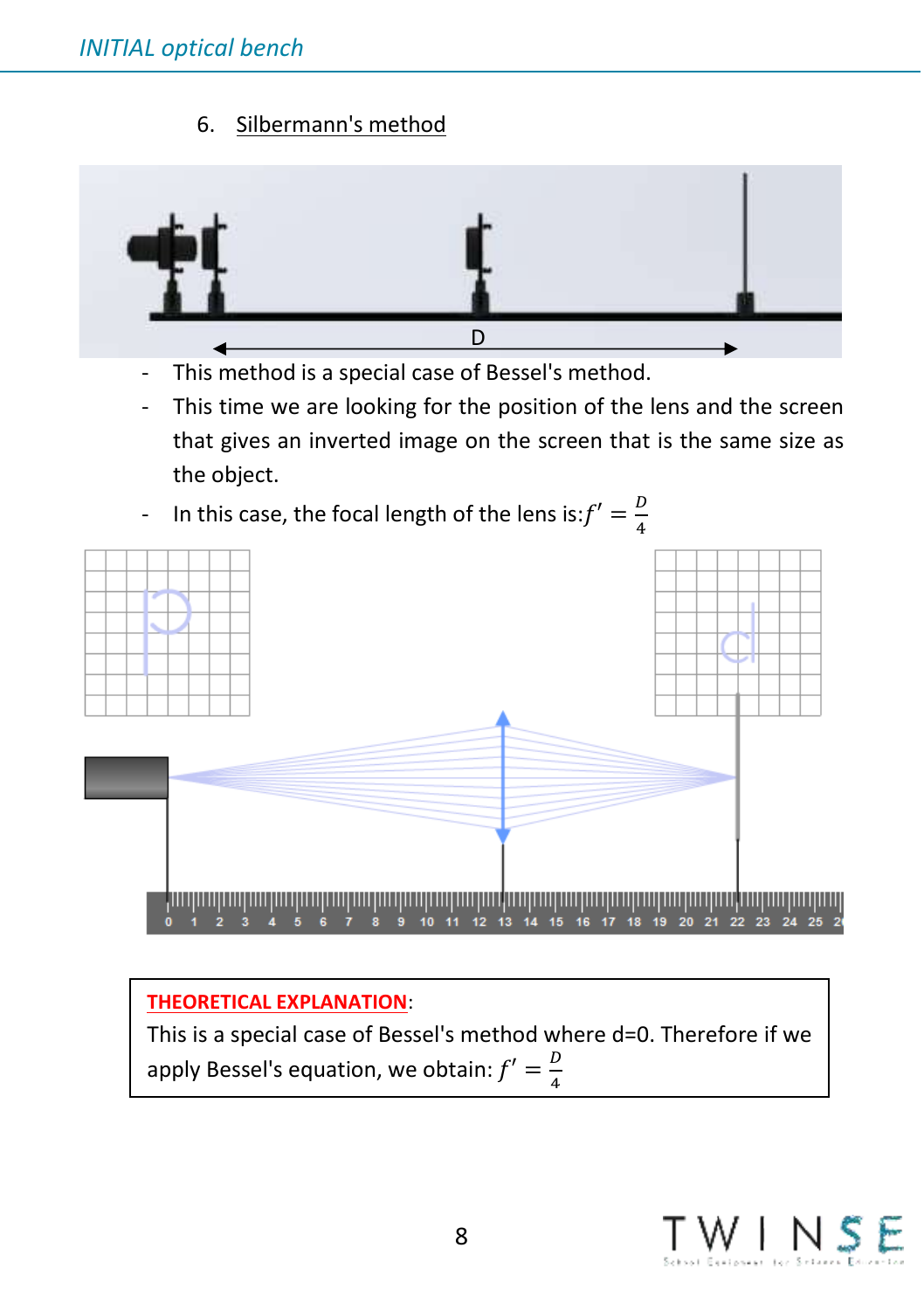## 6. Silbermann's method

- This method is a special case of Bessel's method.
- This time we are looking for the position of the lens and the screen that gives an inverted image on the screen that is the same size as the object.
- In this case, the focal length of the lens is: $f' = \frac{D}{4}$

**THEORETICAL EXPLANATION**:
This is a special case of Bessel's method where d=0. Therefore if we apply Bessel's equation, we obtain: $f' = \frac{D}{4}$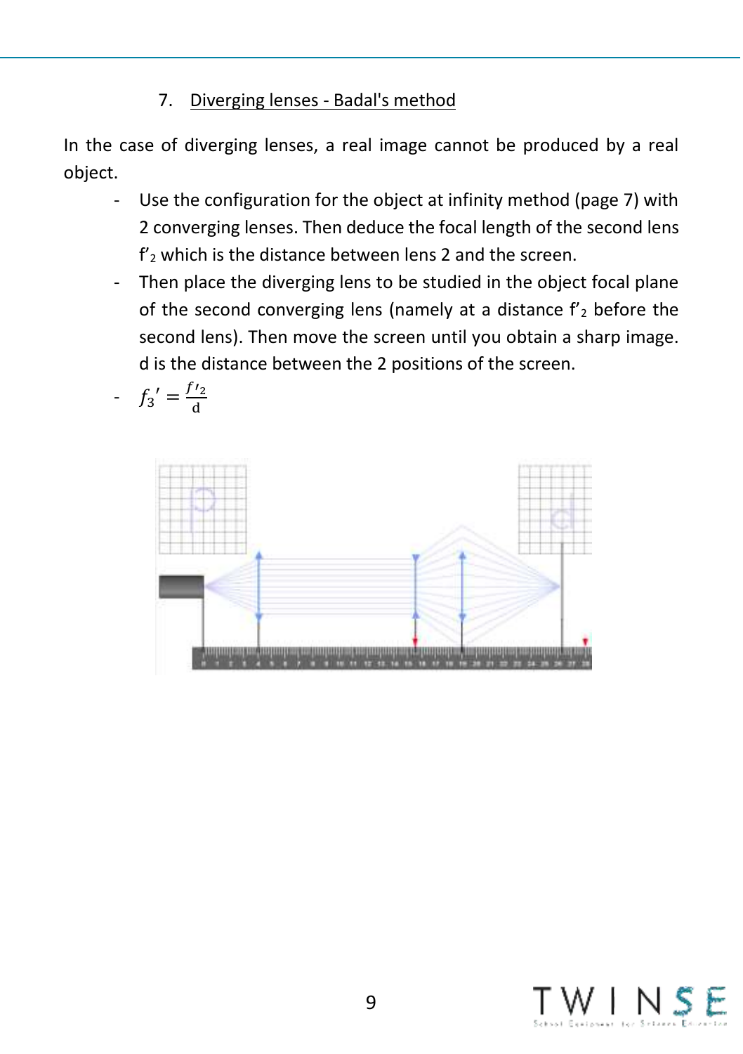## 7. Diverging lenses - Badal's method

In the case of diverging lenses, a real image cannot be produced by a real object.

- Use the configuration for the object at infinity method (page 7) with 2 converging lenses. Then deduce the focal length of the second lens $f'_2$ which is the distance between lens 2 and the screen.
- Then place the diverging lens to be studied in the object focal plane of the second converging lens (namely at a distance $f'_2$ before the second lens). Then move the screen until you obtain a sharp image. d is the distance between the 2 positions of the screen.
- $f_3' = \frac{f'^2_2}{d}$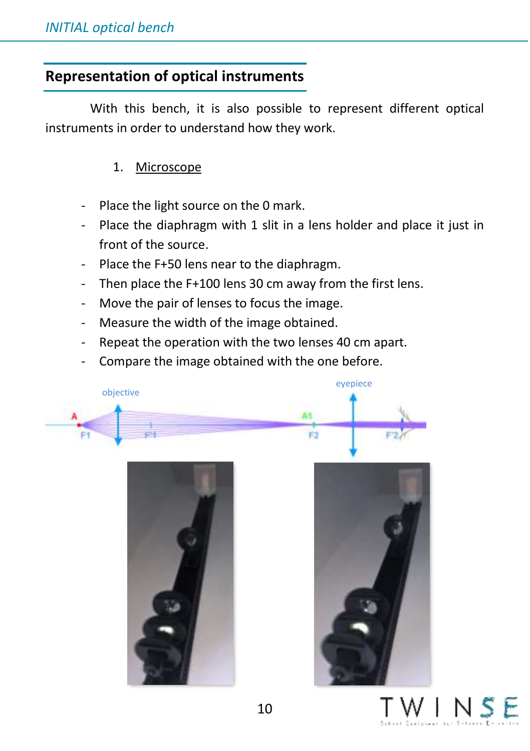## Representation of optical instruments

With this bench, it is also possible to represent different optical instruments in order to understand how they work.

1. Microscope

- Place the light source on the 0 mark.
- Place the diaphragm with 1 slit in a lens holder and place it just in front of the source.
- Place the F+50 lens near to the diaphragm.
- Then place the F+100 lens 30 cm away from the first lens.
- Move the pair of lenses to focus the image.
- Measure the width of the image obtained.
- Repeat the operation with the two lenses 40 cm apart.
- Compare the image obtained with the one before.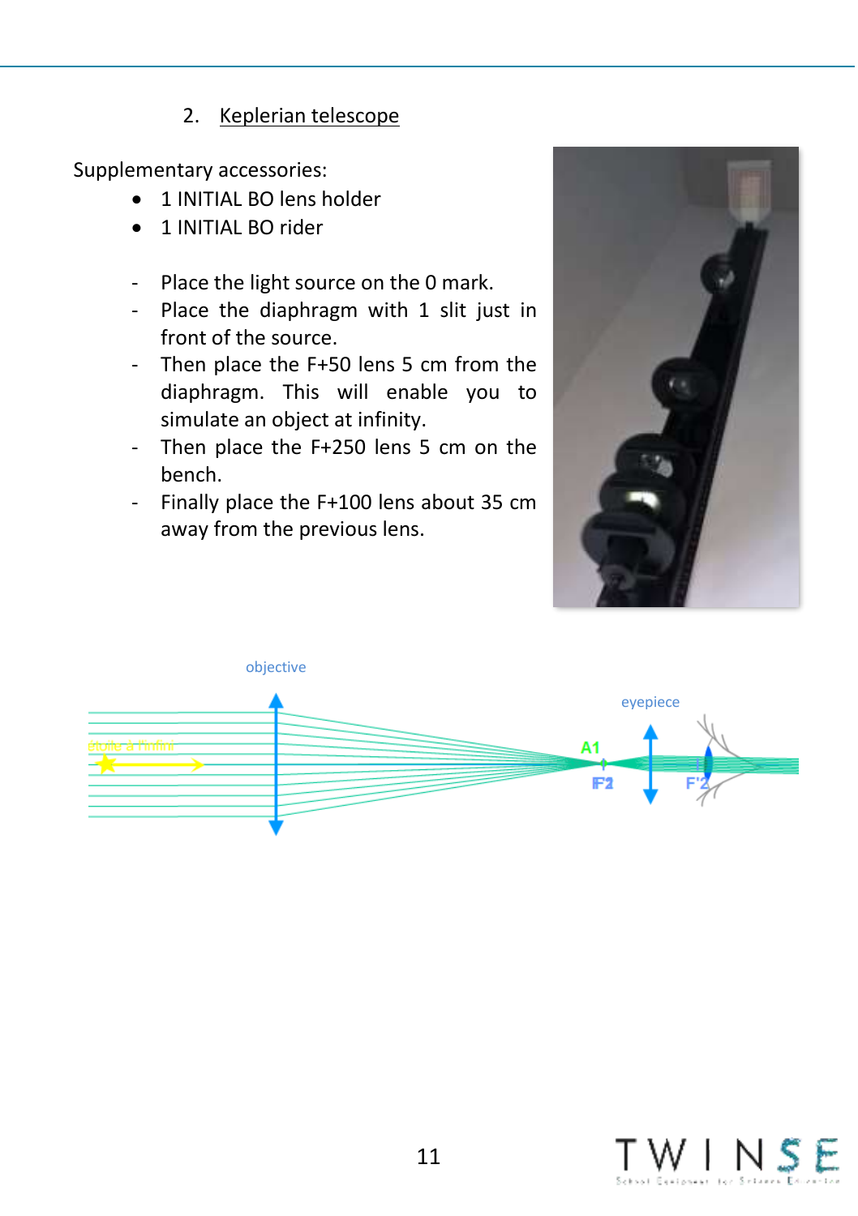## 2. Keplerian telescope

Supplementary accessories:

- 1 INITIAL BO lens holder
- 1 INITIAL BO rider

- Place the light source on the 0 mark.
- Place the diaphragm with 1 slit just in front of the source.
- Then place the F+50 lens 5 cm from the diaphragm. This will enable you to simulate an object at infinity.
- Then place the F+250 lens 5 cm on the bench.
- Finally place the F+100 lens about 35 cm away from the previous lens.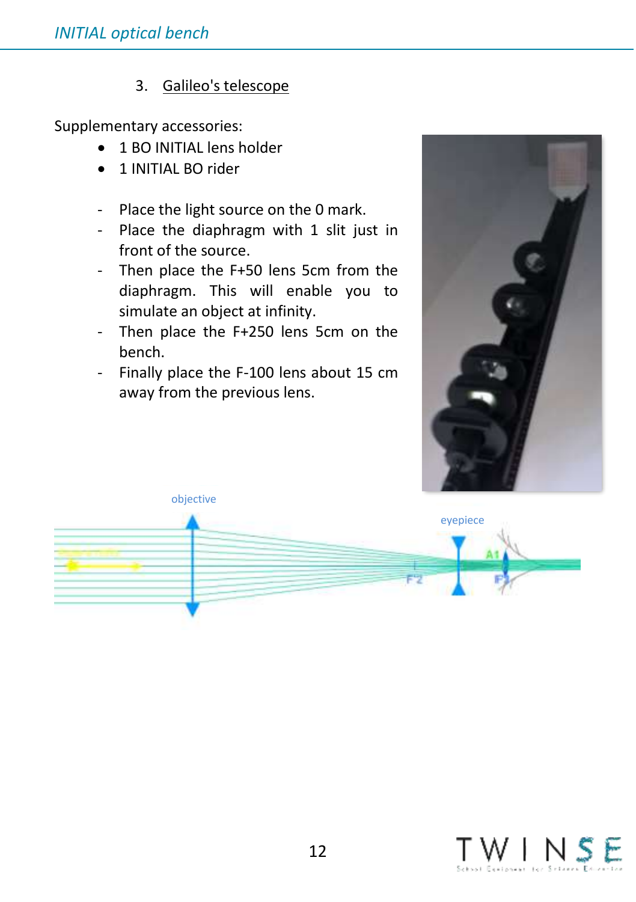## 3. Galileo's telescope

Supplementary accessories:

- 1 BO INITIAL lens holder
- 1 INITIAL BO rider

- Place the light source on the 0 mark.
- Place the diaphragm with 1 slit just in front of the source.
- Then place the F+50 lens 5cm from the diaphragm. This will enable you to simulate an object at infinity.
- Then place the F+250 lens 5cm on the bench.
- Finally place the F-100 lens about 15 cm away from the previous lens.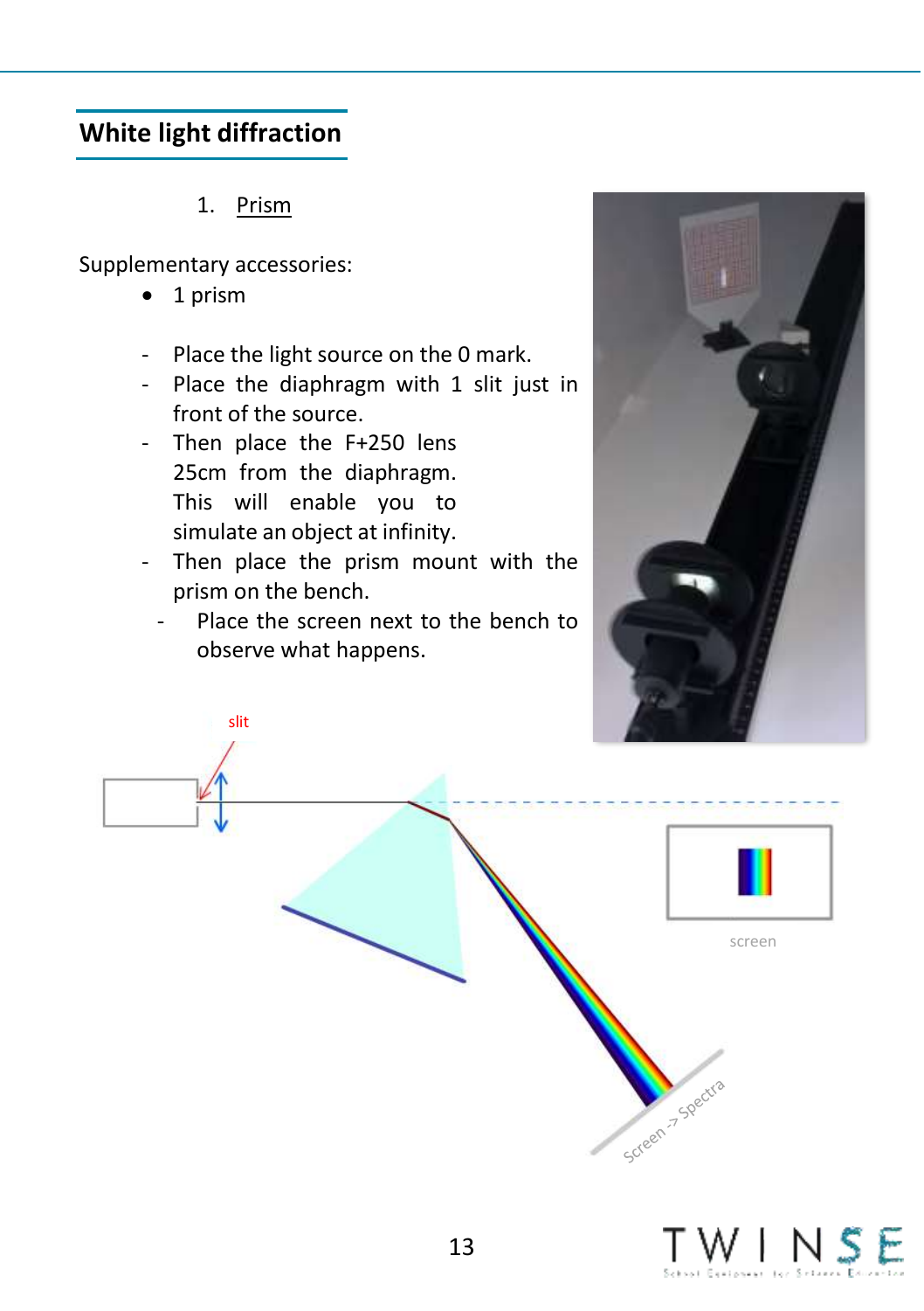## White light diffraction

1. Prism

Supplementary accessories:

- 1 prism

- Place the light source on the 0 mark.
- Place the diaphragm with 1 slit just in front of the source.
- Then place the F+250 lens 25cm from the diaphragm. This will enable you to simulate an object at infinity.
- Then place the prism mount with the prism on the bench.
- Place the screen next to the bench to observe what happens.

slit

screen

Screen -> Spectra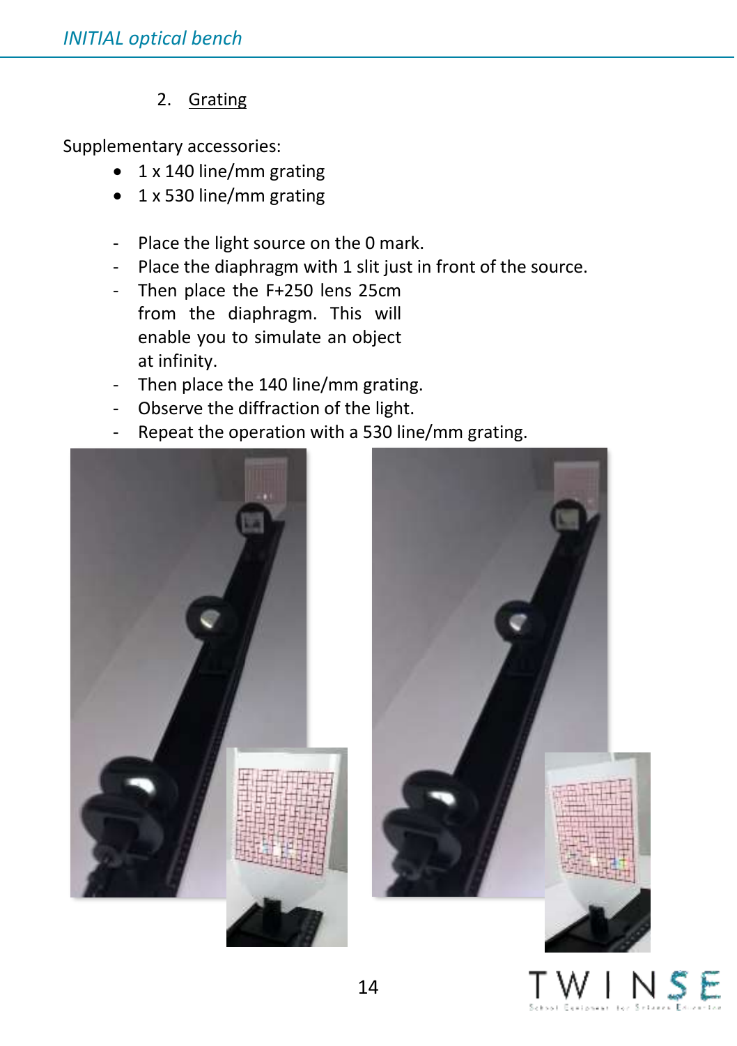2. Grating

Supplementary accessories:

- 1 x 140 line/mm grating
- 1 x 530 line/mm grating

- Place the light source on the 0 mark.
- Place the diaphragm with 1 slit just in front of the source.
- Then place the F+250 lens 25cm from the diaphragm. This will enable you to simulate an object at infinity.
- Then place the 140 line/mm grating.
- Observe the diffraction of the light.
- Repeat the operation with a 530 line/mm grating.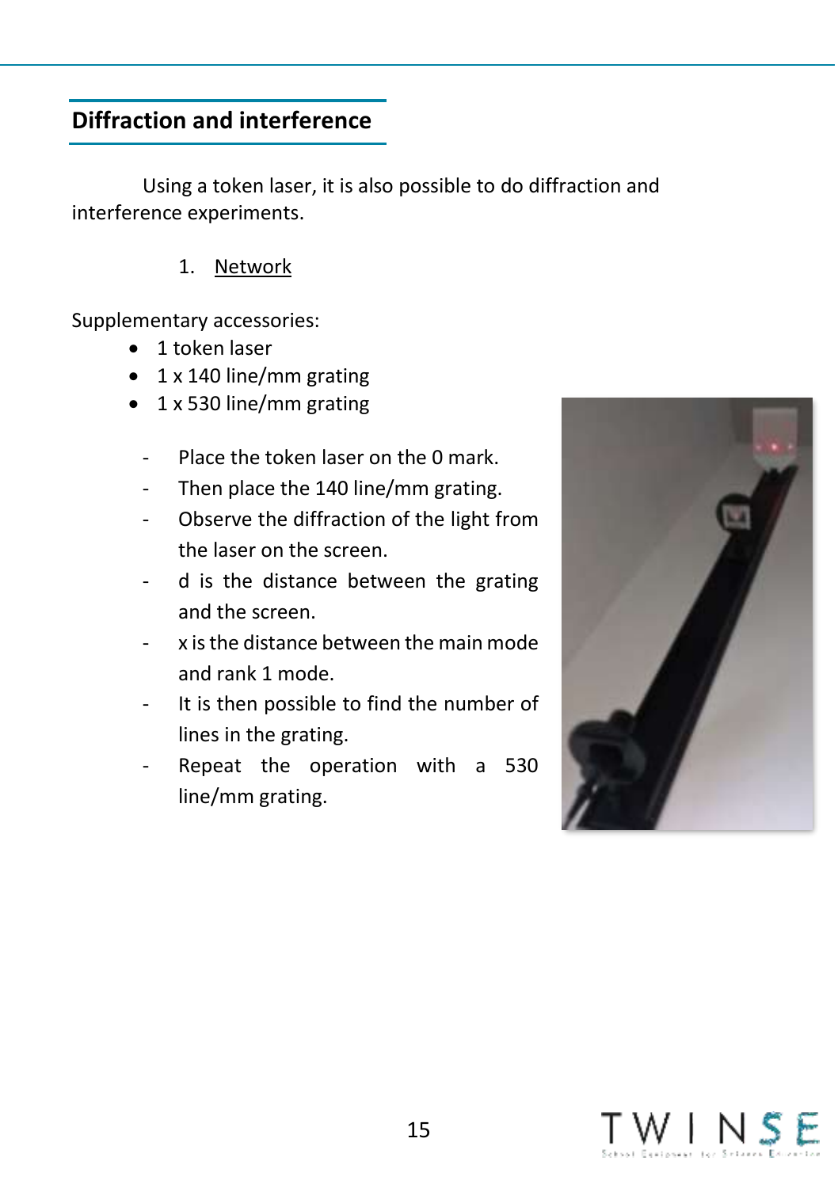## Diffraction and interference

Using a token laser, it is also possible to do diffraction and interference experiments.

1. Network

Supplementary accessories:

- 1 token laser
- 1 x 140 line/mm grating
- 1 x 530 line/mm grating

- Place the token laser on the 0 mark.
- Then place the 140 line/mm grating.
- Observe the diffraction of the light from the laser on the screen.
- d is the distance between the grating and the screen.
- x is the distance between the main mode and rank 1 mode.
- It is then possible to find the number of lines in the grating.
- Repeat the operation with a 530 line/mm grating.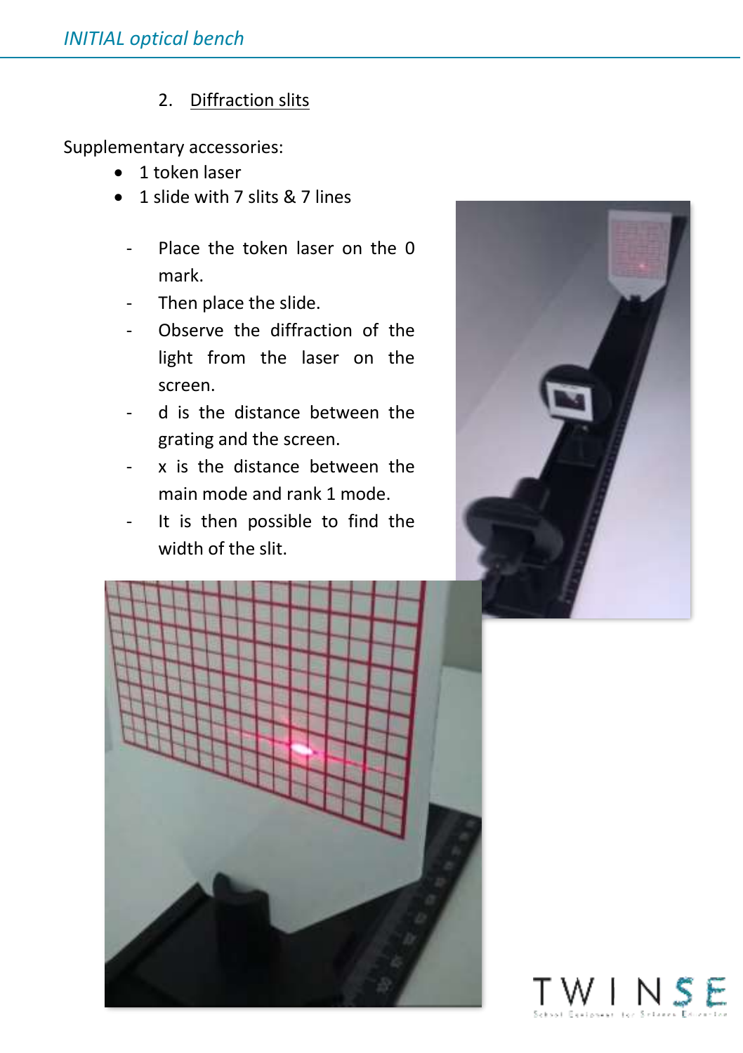## 2. Diffraction slits

Supplementary accessories:

- 1 token laser
- 1 slide with 7 slits & 7 lines

- Place the token laser on the 0 mark.
- Then place the slide.
- Observe the diffraction of the light from the laser on the screen.
- d is the distance between the grating and the screen.
- x is the distance between the main mode and rank 1 mode.
- It is then possible to find the width of the slit.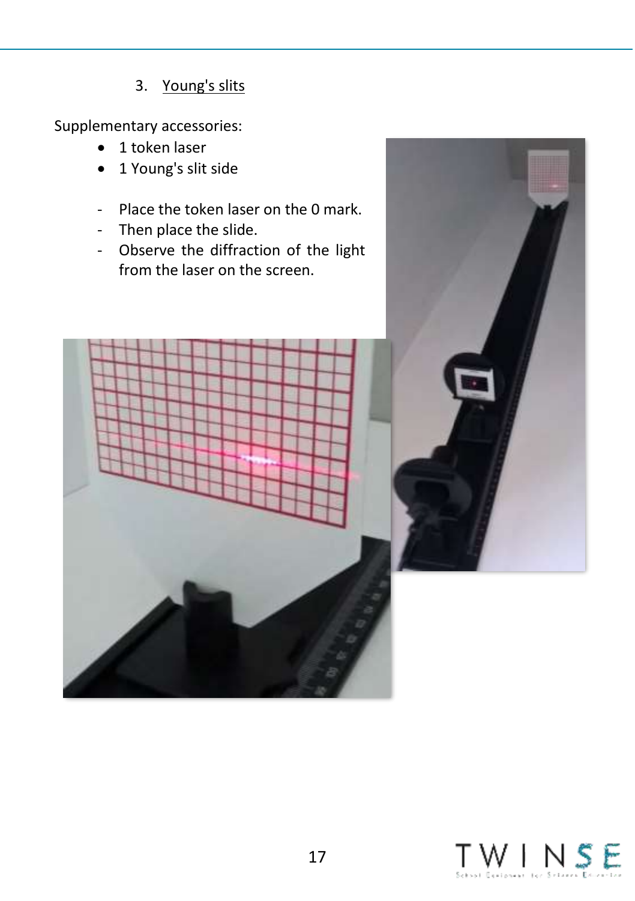### 3. Young's slits

Supplementary accessories:

- 1 token laser
- 1 Young's slit side

- Place the token laser on the 0 mark.
- Then place the slide.
- Observe the diffraction of the light from the laser on the screen.